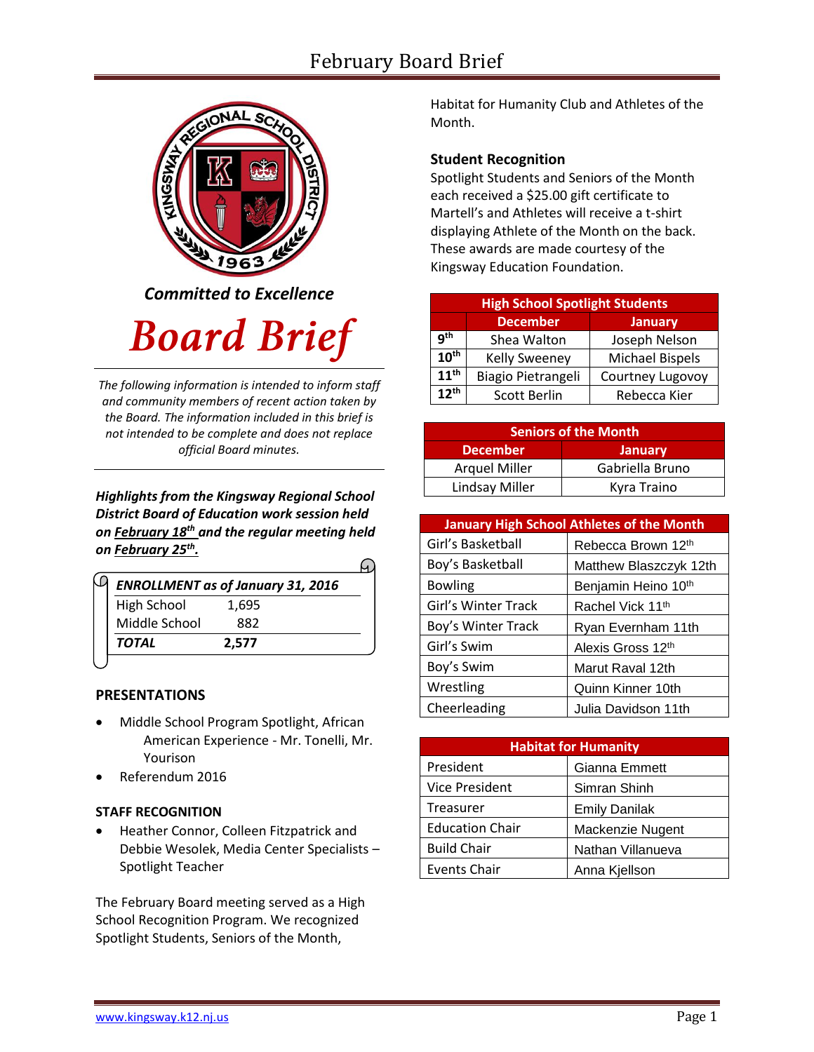# February Board Brief

*Committed to Excellence*

# Board Brief

*The following information is intended to inform staff and community members of recent action taken by the Board. The information included in this brief is not intended to be complete and does not replace official Board minutes.*

***Highlights from the Kingsway Regional School District Board of Education work session held on February 18th and the regular meeting held on February 25th.***

| ***ENROLLMENT as of January 31, 2016*** | |
|---|---|
| High School | 1,695 |
| Middle School | 882 |
| ***TOTAL*** | **2,577** |

## PRESENTATIONS

- Middle School Program Spotlight, African American Experience - Mr. Tonelli, Mr. Yourison
- Referendum 2016

## STAFF RECOGNITION

- Heather Connor, Colleen Fitzpatrick and Debbie Wesolek, Media Center Specialists – Spotlight Teacher

The February Board meeting served as a High School Recognition Program. We recognized Spotlight Students, Seniors of the Month, Habitat for Humanity Club and Athletes of the Month.

### Student Recognition

Spotlight Students and Seniors of the Month each received a $25.00 gift certificate to Martell's and Athletes will receive a t-shirt displaying Athlete of the Month on the back. These awards are made courtesy of the Kingsway Education Foundation.

| High School Spotlight Students | | |
|---|---|---|
| | December | January |
| 9th | Shea Walton | Joseph Nelson |
| 10th | Kelly Sweeney | Michael Bispels |
| 11th | Biagio Pietrangeli | Courtney Lugovoy |
| 12th | Scott Berlin | Rebecca Kier |

| Seniors of the Month | |
|---|---|
| December | January |
| Arquel Miller | Gabriella Bruno |
| Lindsay Miller | Kyra Traino |

| January High School Athletes of the Month | |
|---|---|
| Girl's Basketball | Rebecca Brown 12th |
| Boy's Basketball | Matthew Blaszczyk 12th |
| Bowling | Benjamin Heino 10th |
| Girl's Winter Track | Rachel Vick 11th |
| Boy's Winter Track | Ryan Evernham 11th |
| Girl's Swim | Alexis Gross 12th |
| Boy's Swim | Marut Raval 12th |
| Wrestling | Quinn Kinner 10th |
| Cheerleading | Julia Davidson 11th |

| Habitat for Humanity | |
|---|---|
| President | Gianna Emmett |
| Vice President | Simran Shinh |
| Treasurer | Emily Danilak |
| Education Chair | Mackenzie Nugent |
| Build Chair | Nathan Villanueva |
| Events Chair | Anna Kjellson |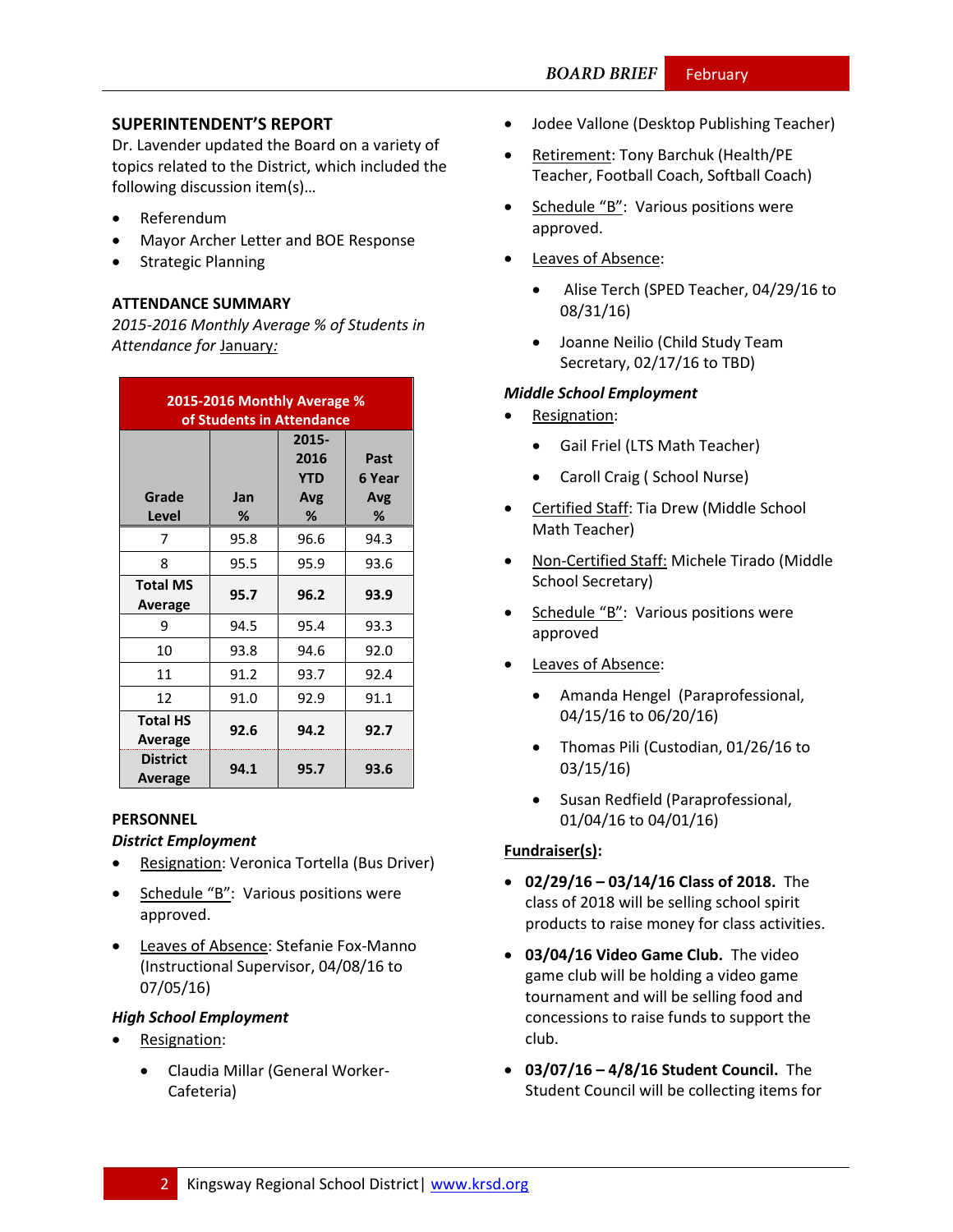## SUPERINTENDENT'S REPORT

Dr. Lavender updated the Board on a variety of topics related to the District, which included the following discussion item(s)…

- Referendum
- Mayor Archer Letter and BOE Response
- Strategic Planning

## ATTENDANCE SUMMARY

*2015-2016 Monthly Average % of Students in Attendance for* January:

| **2015-2016 Monthly Average % of Students in Attendance** | | | |
|---|---|---|---|
| **Grade Level** | **Jan %** | **2015-2016 YTD Avg %** | **Past 6 Year Avg %** |
| 7 | 95.8 | 96.6 | 94.3 |
| 8 | 95.5 | 95.9 | 93.6 |
| **Total MS Average** | **95.7** | **96.2** | **93.9** |
| 9 | 94.5 | 95.4 | 93.3 |
| 10 | 93.8 | 94.6 | 92.0 |
| 11 | 91.2 | 93.7 | 92.4 |
| 12 | 91.0 | 92.9 | 91.1 |
| **Total HS Average** | **92.6** | **94.2** | **92.7** |
| **District Average** | **94.1** | **95.7** | **93.6** |

## PERSONNEL

### *District Employment*

- Resignation: Veronica Tortella (Bus Driver)
- Schedule "B": Various positions were approved.
- Leaves of Absence: Stefanie Fox-Manno (Instructional Supervisor, 04/08/16 to 07/05/16)

### *High School Employment*

- Resignation:
  - Claudia Millar (General Worker-Cafeteria)
  - Jodee Vallone (Desktop Publishing Teacher)
- Retirement: Tony Barchuk (Health/PE Teacher, Football Coach, Softball Coach)
- Schedule "B": Various positions were approved.
- Leaves of Absence:
  - Alise Terch (SPED Teacher, 04/29/16 to 08/31/16)
  - Joanne Neilio (Child Study Team Secretary, 02/17/16 to TBD)

### *Middle School Employment*

- Resignation:
  - Gail Friel (LTS Math Teacher)
  - Caroll Craig ( School Nurse)
- Certified Staff: Tia Drew (Middle School Math Teacher)
- Non-Certified Staff: Michele Tirado (Middle School Secretary)
- Schedule "B": Various positions were approved
- Leaves of Absence:
  - Amanda Hengel (Paraprofessional, 04/15/16 to 06/20/16)
  - Thomas Pili (Custodian, 01/26/16 to 03/15/16)
  - Susan Redfield (Paraprofessional, 01/04/16 to 04/01/16)

**Fundraiser(s):**

- **02/29/16 – 03/14/16 Class of 2018.** The class of 2018 will be selling school spirit products to raise money for class activities.
- **03/04/16 Video Game Club.** The video game club will be holding a video game tournament and will be selling food and concessions to raise funds to support the club.
- **03/07/16 – 4/8/16 Student Council.** The Student Council will be collecting items for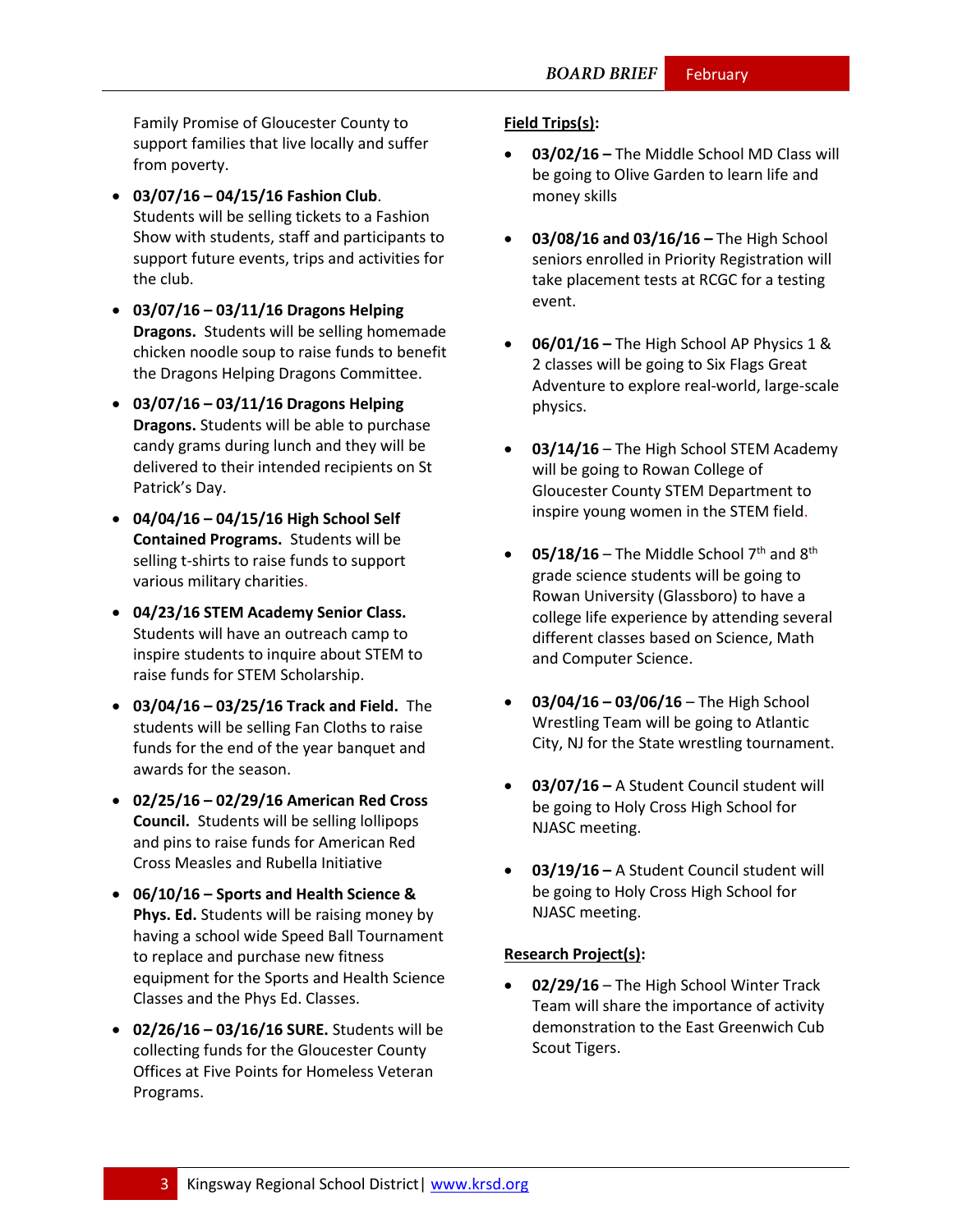Family Promise of Gloucester County to support families that live locally and suffer from poverty.

- **03/07/16 – 04/15/16 Fashion Club**. Students will be selling tickets to a Fashion Show with students, staff and participants to support future events, trips and activities for the club.
- **03/07/16 – 03/11/16 Dragons Helping Dragons.** Students will be selling homemade chicken noodle soup to raise funds to benefit the Dragons Helping Dragons Committee.
- **03/07/16 – 03/11/16 Dragons Helping Dragons.** Students will be able to purchase candy grams during lunch and they will be delivered to their intended recipients on St Patrick's Day.
- **04/04/16 – 04/15/16 High School Self Contained Programs.** Students will be selling t-shirts to raise funds to support various military charities.
- **04/23/16 STEM Academy Senior Class.** Students will have an outreach camp to inspire students to inquire about STEM to raise funds for STEM Scholarship.
- **03/04/16 – 03/25/16 Track and Field.** The students will be selling Fan Cloths to raise funds for the end of the year banquet and awards for the season.
- **02/25/16 – 02/29/16 American Red Cross Council.** Students will be selling lollipops and pins to raise funds for American Red Cross Measles and Rubella Initiative
- **06/10/16 – Sports and Health Science & Phys. Ed.** Students will be raising money by having a school wide Speed Ball Tournament to replace and purchase new fitness equipment for the Sports and Health Science Classes and the Phys Ed. Classes.
- **02/26/16 – 03/16/16 SURE.** Students will be collecting funds for the Gloucester County Offices at Five Points for Homeless Veteran Programs.

**Field Trips(s):**

- **03/02/16 –** The Middle School MD Class will be going to Olive Garden to learn life and money skills
- **03/08/16 and 03/16/16 –** The High School seniors enrolled in Priority Registration will take placement tests at RCGC for a testing event.
- **06/01/16 –** The High School AP Physics 1 & 2 classes will be going to Six Flags Great Adventure to explore real-world, large-scale physics.
- **03/14/16** – The High School STEM Academy will be going to Rowan College of Gloucester County STEM Department to inspire young women in the STEM field.
- **05/18/16** – The Middle School 7th and 8th grade science students will be going to Rowan University (Glassboro) to have a college life experience by attending several different classes based on Science, Math and Computer Science.
- **03/04/16 – 03/06/16** – The High School Wrestling Team will be going to Atlantic City, NJ for the State wrestling tournament.
- **03/07/16 –** A Student Council student will be going to Holy Cross High School for NJASC meeting.
- **03/19/16 –** A Student Council student will be going to Holy Cross High School for NJASC meeting.

**Research Project(s):**

- **02/29/16** – The High School Winter Track Team will share the importance of activity demonstration to the East Greenwich Cub Scout Tigers.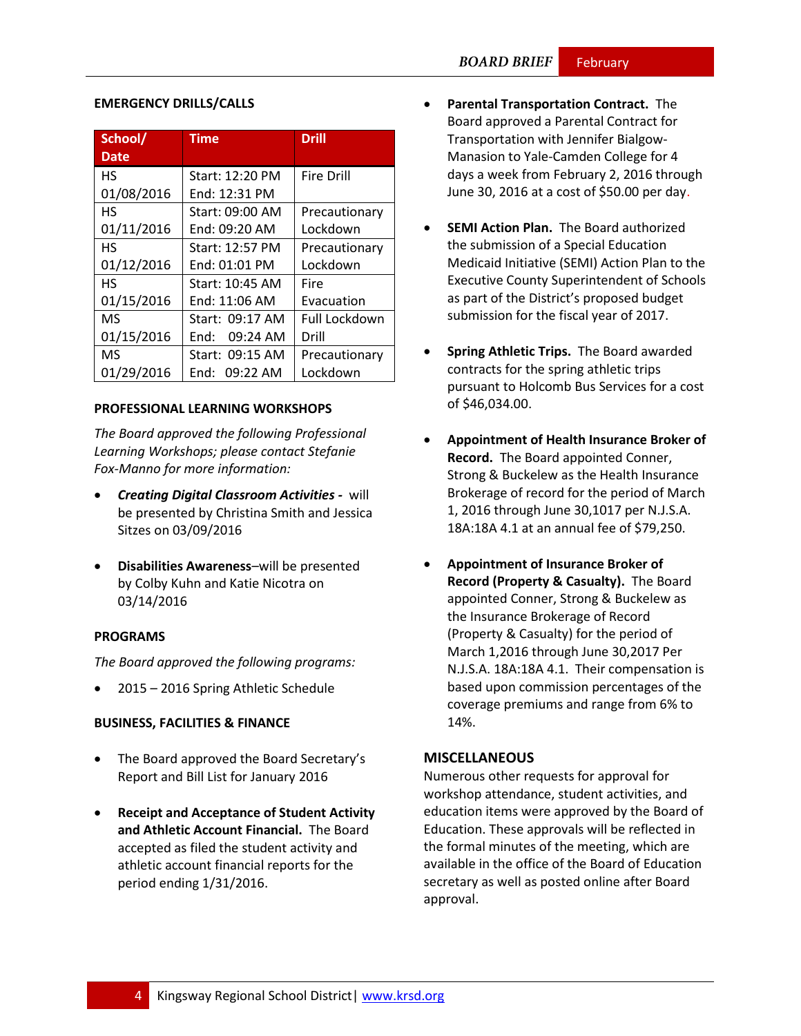## EMERGENCY DRILLS/CALLS

| School/ Date | Time | Drill |
|---|---|---|
| HS 01/08/2016 | Start: 12:20 PM End: 12:31 PM | Fire Drill |
| HS 01/11/2016 | Start: 09:00 AM End: 09:20 AM | Precautionary Lockdown |
| HS 01/12/2016 | Start: 12:57 PM End: 01:01 PM | Precautionary Lockdown |
| HS 01/15/2016 | Start: 10:45 AM End: 11:06 AM | Fire Evacuation |
| MS 01/15/2016 | Start: 09:17 AM End: 09:24 AM | Full Lockdown Drill |
| MS 01/29/2016 | Start: 09:15 AM End: 09:22 AM | Precautionary Lockdown |

## PROFESSIONAL LEARNING WORKSHOPS

*The Board approved the following Professional Learning Workshops; please contact Stefanie Fox-Manno for more information:*

- ***Creating Digital Classroom Activities -*** will be presented by Christina Smith and Jessica Sitzes on 03/09/2016
- **Disabilities Awareness**–will be presented by Colby Kuhn and Katie Nicotra on 03/14/2016

## PROGRAMS

*The Board approved the following programs:*

- 2015 – 2016 Spring Athletic Schedule

## BUSINESS, FACILITIES & FINANCE

- The Board approved the Board Secretary's Report and Bill List for January 2016
- **Receipt and Acceptance of Student Activity and Athletic Account Financial.** The Board accepted as filed the student activity and athletic account financial reports for the period ending 1/31/2016.
- **Parental Transportation Contract.** The Board approved a Parental Contract for Transportation with Jennifer Bialgow-Manasion to Yale-Camden College for 4 days a week from February 2, 2016 through June 30, 2016 at a cost of $50.00 per day.
- **SEMI Action Plan.** The Board authorized the submission of a Special Education Medicaid Initiative (SEMI) Action Plan to the Executive County Superintendent of Schools as part of the District's proposed budget submission for the fiscal year of 2017.
- **Spring Athletic Trips.** The Board awarded contracts for the spring athletic trips pursuant to Holcomb Bus Services for a cost of $46,034.00.
- **Appointment of Health Insurance Broker of Record.** The Board appointed Conner, Strong & Buckelew as the Health Insurance Brokerage of record for the period of March 1, 2016 through June 30,1017 per N.J.S.A. 18A:18A 4.1 at an annual fee of $79,250.
- **Appointment of Insurance Broker of Record (Property & Casualty).** The Board appointed Conner, Strong & Buckelew as the Insurance Brokerage of Record (Property & Casualty) for the period of March 1,2016 through June 30,2017 Per N.J.S.A. 18A:18A 4.1. Their compensation is based upon commission percentages of the coverage premiums and range from 6% to 14%.

## MISCELLANEOUS

Numerous other requests for approval for workshop attendance, student activities, and education items were approved by the Board of Education. These approvals will be reflected in the formal minutes of the meeting, which are available in the office of the Board of Education secretary as well as posted online after Board approval.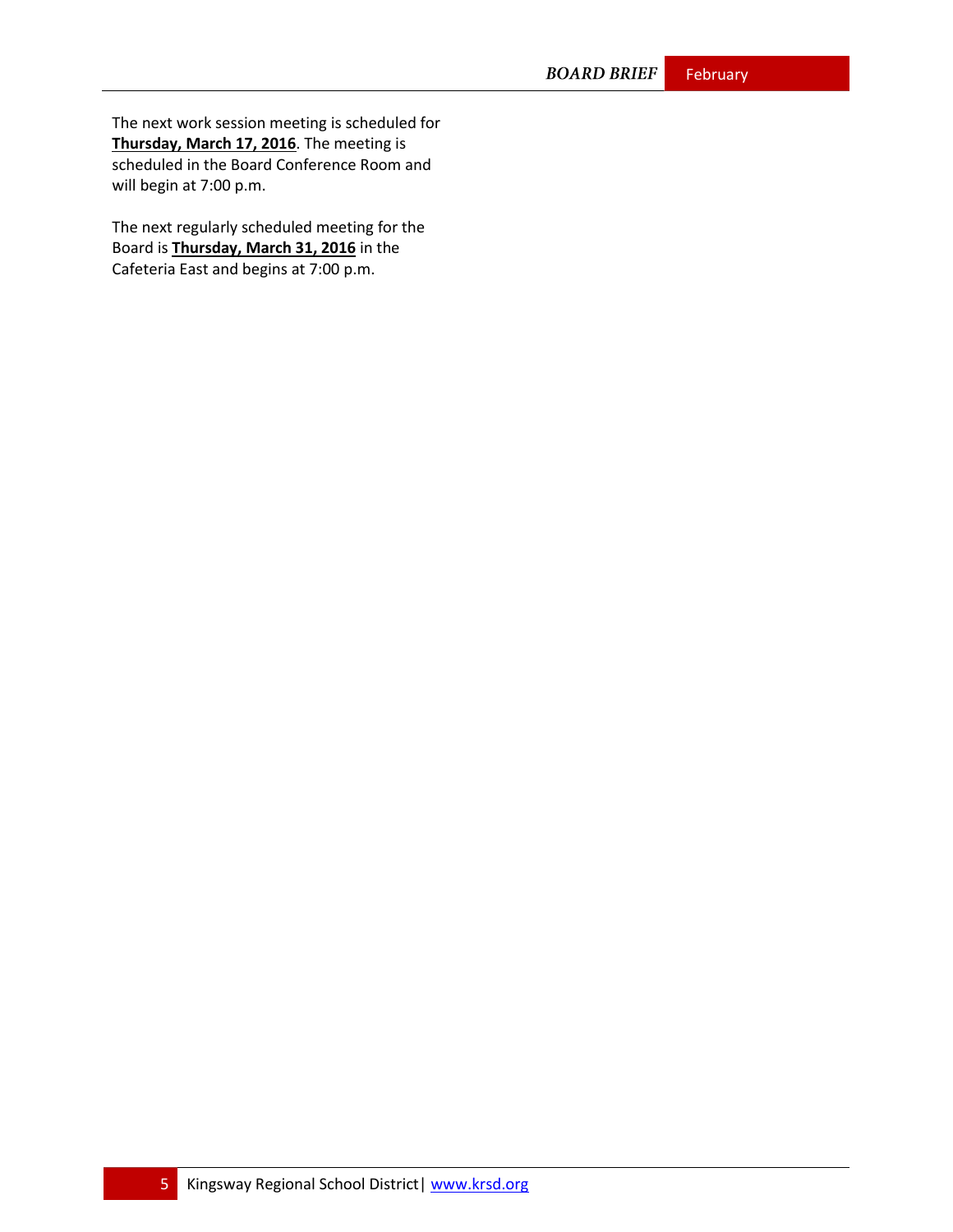The next work session meeting is scheduled for **Thursday, March 17, 2016**. The meeting is scheduled in the Board Conference Room and will begin at 7:00 p.m.

The next regularly scheduled meeting for the Board is **Thursday, March 31, 2016** in the Cafeteria East and begins at 7:00 p.m.